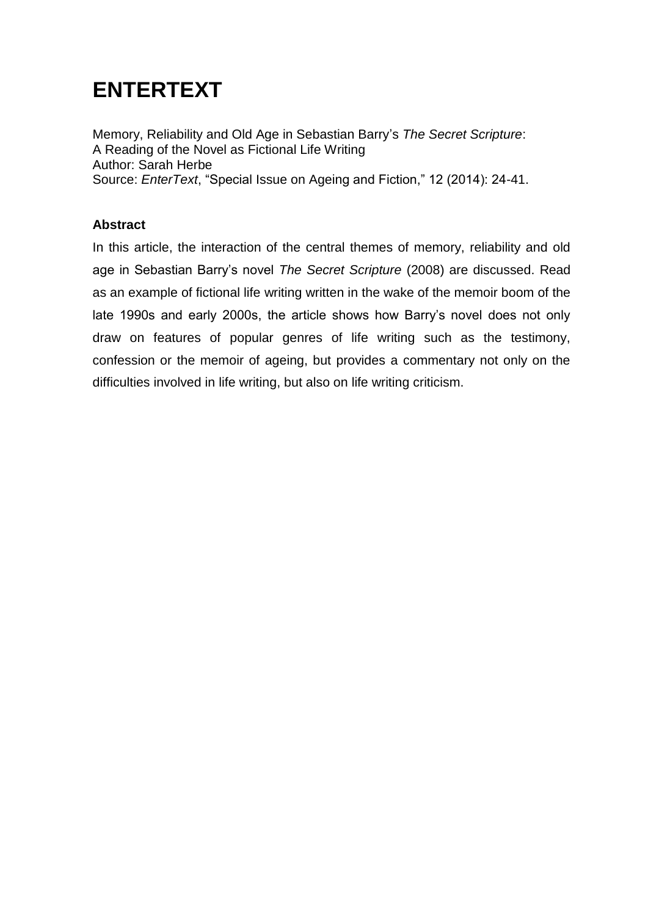# ENTERTEXT

Memory, Reliability and Old Age in Sebastian Barry's *The Secret Scripture*:
A Reading of the Novel as Fictional Life Writing
Author: Sarah Herbe
Source: *EnterText*, "Special Issue on Ageing and Fiction," 12 (2014): 24-41.

**Abstract**

In this article, the interaction of the central themes of memory, reliability and old age in Sebastian Barry's novel *The Secret Scripture* (2008) are discussed. Read as an example of fictional life writing written in the wake of the memoir boom of the late 1990s and early 2000s, the article shows how Barry's novel does not only draw on features of popular genres of life writing such as the testimony, confession or the memoir of ageing, but provides a commentary not only on the difficulties involved in life writing, but also on life writing criticism.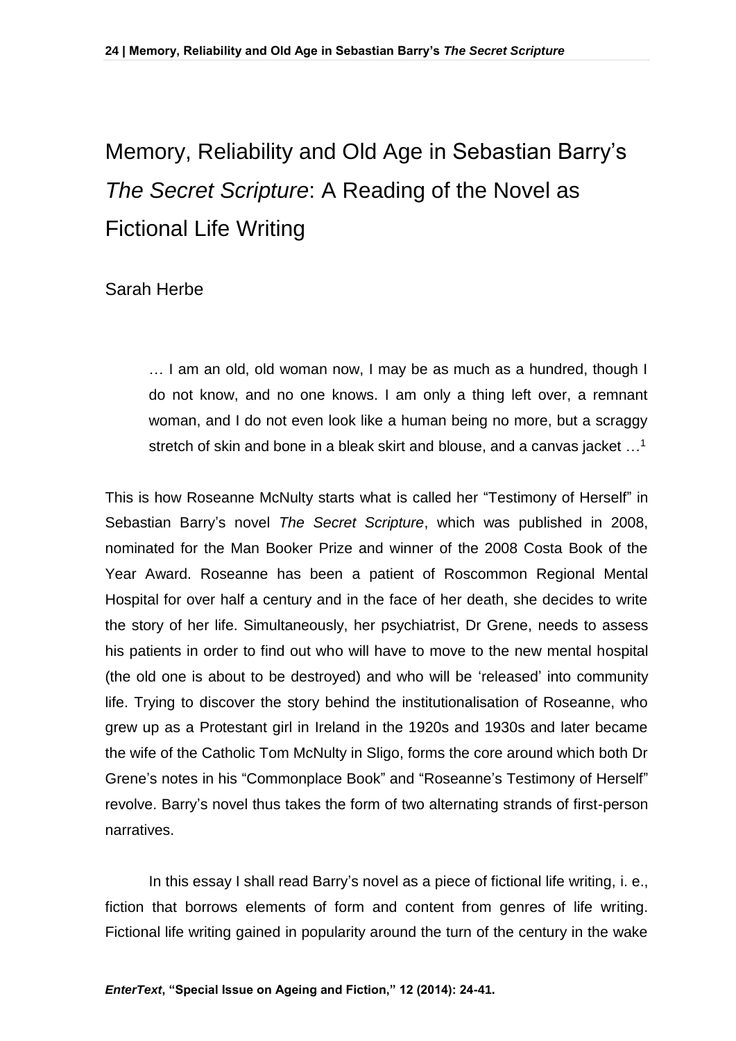# Memory, Reliability and Old Age in Sebastian Barry's *The Secret Scripture*: A Reading of the Novel as Fictional Life Writing

Sarah Herbe

> … I am an old, old woman now, I may be as much as a hundred, though I do not know, and no one knows. I am only a thing left over, a remnant woman, and I do not even look like a human being no more, but a scraggy stretch of skin and bone in a bleak skirt and blouse, and a canvas jacket …[1]

This is how Roseanne McNulty starts what is called her "Testimony of Herself" in Sebastian Barry's novel *The Secret Scripture*, which was published in 2008, nominated for the Man Booker Prize and winner of the 2008 Costa Book of the Year Award. Roseanne has been a patient of Roscommon Regional Mental Hospital for over half a century and in the face of her death, she decides to write the story of her life. Simultaneously, her psychiatrist, Dr Grene, needs to assess his patients in order to find out who will have to move to the new mental hospital (the old one is about to be destroyed) and who will be 'released' into community life. Trying to discover the story behind the institutionalisation of Roseanne, who grew up as a Protestant girl in Ireland in the 1920s and 1930s and later became the wife of the Catholic Tom McNulty in Sligo, forms the core around which both Dr Grene's notes in his "Commonplace Book" and "Roseanne's Testimony of Herself" revolve. Barry's novel thus takes the form of two alternating strands of first-person narratives.

In this essay I shall read Barry's novel as a piece of fictional life writing, i. e., fiction that borrows elements of form and content from genres of life writing. Fictional life writing gained in popularity around the turn of the century in the wake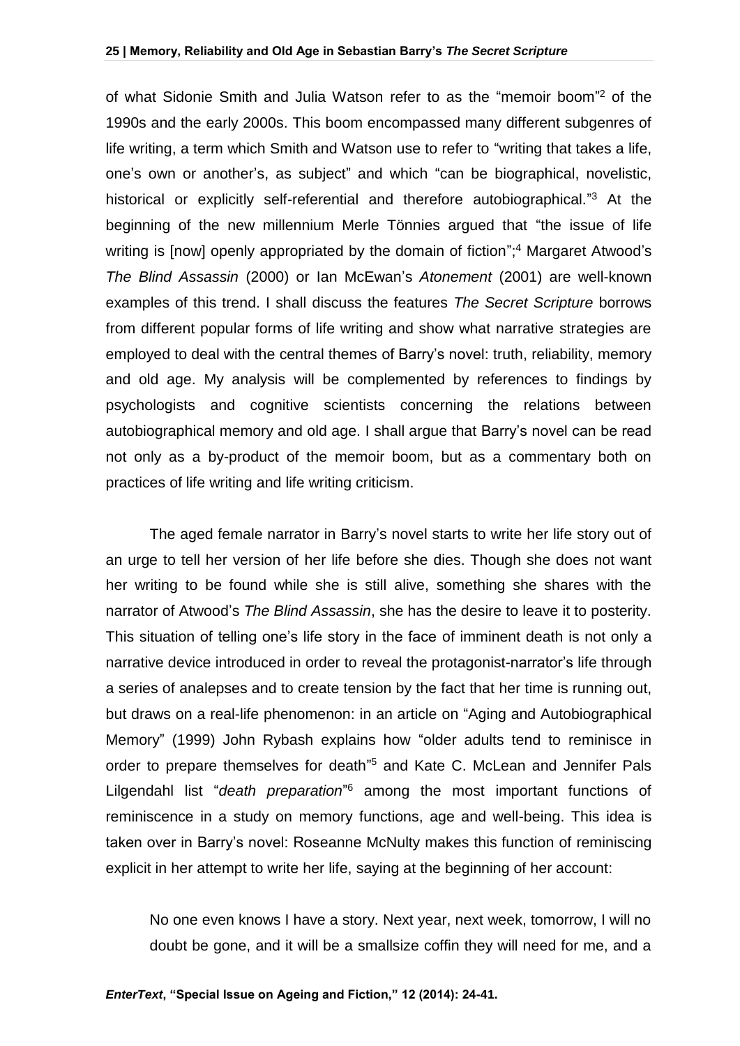of what Sidonie Smith and Julia Watson refer to as the "memoir boom"[2] of the 1990s and the early 2000s. This boom encompassed many different subgenres of life writing, a term which Smith and Watson use to refer to "writing that takes a life, one's own or another's, as subject" and which "can be biographical, novelistic, historical or explicitly self-referential and therefore autobiographical."[3] At the beginning of the new millennium Merle Tönnies argued that "the issue of life writing is [now] openly appropriated by the domain of fiction";[4] Margaret Atwood's *The Blind Assassin* (2000) or Ian McEwan's *Atonement* (2001) are well-known examples of this trend. I shall discuss the features *The Secret Scripture* borrows from different popular forms of life writing and show what narrative strategies are employed to deal with the central themes of Barry's novel: truth, reliability, memory and old age. My analysis will be complemented by references to findings by psychologists and cognitive scientists concerning the relations between autobiographical memory and old age. I shall argue that Barry's novel can be read not only as a by-product of the memoir boom, but as a commentary both on practices of life writing and life writing criticism.

The aged female narrator in Barry's novel starts to write her life story out of an urge to tell her version of her life before she dies. Though she does not want her writing to be found while she is still alive, something she shares with the narrator of Atwood's *The Blind Assassin*, she has the desire to leave it to posterity. This situation of telling one's life story in the face of imminent death is not only a narrative device introduced in order to reveal the protagonist-narrator's life through a series of analepses and to create tension by the fact that her time is running out, but draws on a real-life phenomenon: in an article on "Aging and Autobiographical Memory" (1999) John Rybash explains how "older adults tend to reminisce in order to prepare themselves for death"[5] and Kate C. McLean and Jennifer Pals Lilgendahl list "*death preparation*"[6] among the most important functions of reminiscence in a study on memory functions, age and well-being. This idea is taken over in Barry's novel: Roseanne McNulty makes this function of reminiscing explicit in her attempt to write her life, saying at the beginning of her account:

> No one even knows I have a story. Next year, next week, tomorrow, I will no doubt be gone, and it will be a smallsize coffin they will need for me, and a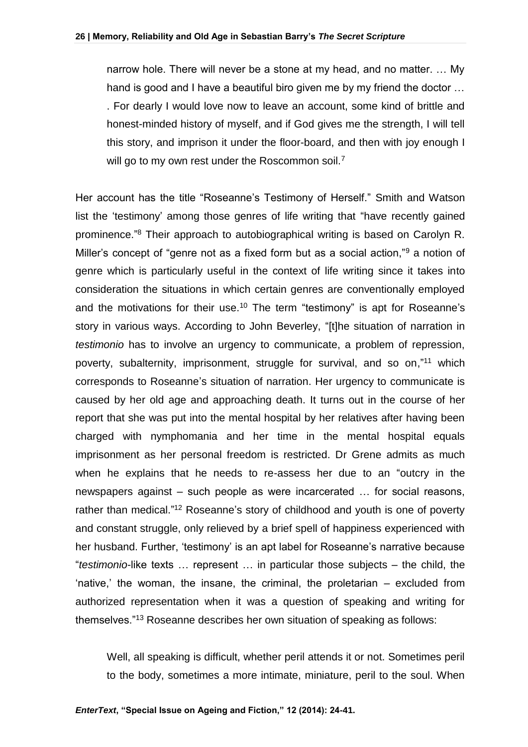> narrow hole. There will never be a stone at my head, and no matter. … My hand is good and I have a beautiful biro given me by my friend the doctor … . For dearly I would love now to leave an account, some kind of brittle and honest-minded history of myself, and if God gives me the strength, I will tell this story, and imprison it under the floor-board, and then with joy enough I will go to my own rest under the Roscommon soil.[7]

Her account has the title "Roseanne's Testimony of Herself." Smith and Watson list the 'testimony' among those genres of life writing that "have recently gained prominence."[8] Their approach to autobiographical writing is based on Carolyn R. Miller's concept of "genre not as a fixed form but as a social action,"[9] a notion of genre which is particularly useful in the context of life writing since it takes into consideration the situations in which certain genres are conventionally employed and the motivations for their use.[10] The term "testimony" is apt for Roseanne's story in various ways. According to John Beverley, "[t]he situation of narration in *testimonio* has to involve an urgency to communicate, a problem of repression, poverty, subalternity, imprisonment, struggle for survival, and so on,"[11] which corresponds to Roseanne's situation of narration. Her urgency to communicate is caused by her old age and approaching death. It turns out in the course of her report that she was put into the mental hospital by her relatives after having been charged with nymphomania and her time in the mental hospital equals imprisonment as her personal freedom is restricted. Dr Grene admits as much when he explains that he needs to re-assess her due to an "outcry in the newspapers against – such people as were incarcerated … for social reasons, rather than medical."[12] Roseanne's story of childhood and youth is one of poverty and constant struggle, only relieved by a brief spell of happiness experienced with her husband. Further, 'testimony' is an apt label for Roseanne's narrative because "*testimonio*-like texts … represent … in particular those subjects – the child, the 'native,' the woman, the insane, the criminal, the proletarian – excluded from authorized representation when it was a question of speaking and writing for themselves."[13] Roseanne describes her own situation of speaking as follows:

> Well, all speaking is difficult, whether peril attends it or not. Sometimes peril to the body, sometimes a more intimate, miniature, peril to the soul. When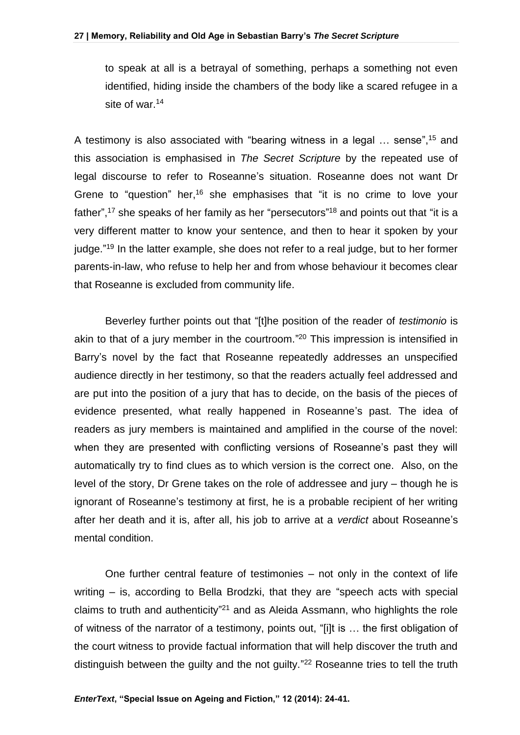> to speak at all is a betrayal of something, perhaps a something not even identified, hiding inside the chambers of the body like a scared refugee in a site of war.[14]

A testimony is also associated with "bearing witness in a legal … sense",[15] and this association is emphasised in *The Secret Scripture* by the repeated use of legal discourse to refer to Roseanne's situation. Roseanne does not want Dr Grene to "question" her,[16] she emphasises that "it is no crime to love your father",[17] she speaks of her family as her "persecutors"[18] and points out that "it is a very different matter to know your sentence, and then to hear it spoken by your judge."[19] In the latter example, she does not refer to a real judge, but to her former parents-in-law, who refuse to help her and from whose behaviour it becomes clear that Roseanne is excluded from community life.

Beverley further points out that "[t]he position of the reader of *testimonio* is akin to that of a jury member in the courtroom."[20] This impression is intensified in Barry's novel by the fact that Roseanne repeatedly addresses an unspecified audience directly in her testimony, so that the readers actually feel addressed and are put into the position of a jury that has to decide, on the basis of the pieces of evidence presented, what really happened in Roseanne's past. The idea of readers as jury members is maintained and amplified in the course of the novel: when they are presented with conflicting versions of Roseanne's past they will automatically try to find clues as to which version is the correct one. Also, on the level of the story, Dr Grene takes on the role of addressee and jury – though he is ignorant of Roseanne's testimony at first, he is a probable recipient of her writing after her death and it is, after all, his job to arrive at a *verdict* about Roseanne's mental condition.

One further central feature of testimonies – not only in the context of life writing – is, according to Bella Brodzki, that they are "speech acts with special claims to truth and authenticity"[21] and as Aleida Assmann, who highlights the role of witness of the narrator of a testimony, points out, "[i]t is … the first obligation of the court witness to provide factual information that will help discover the truth and distinguish between the guilty and the not guilty."[22] Roseanne tries to tell the truth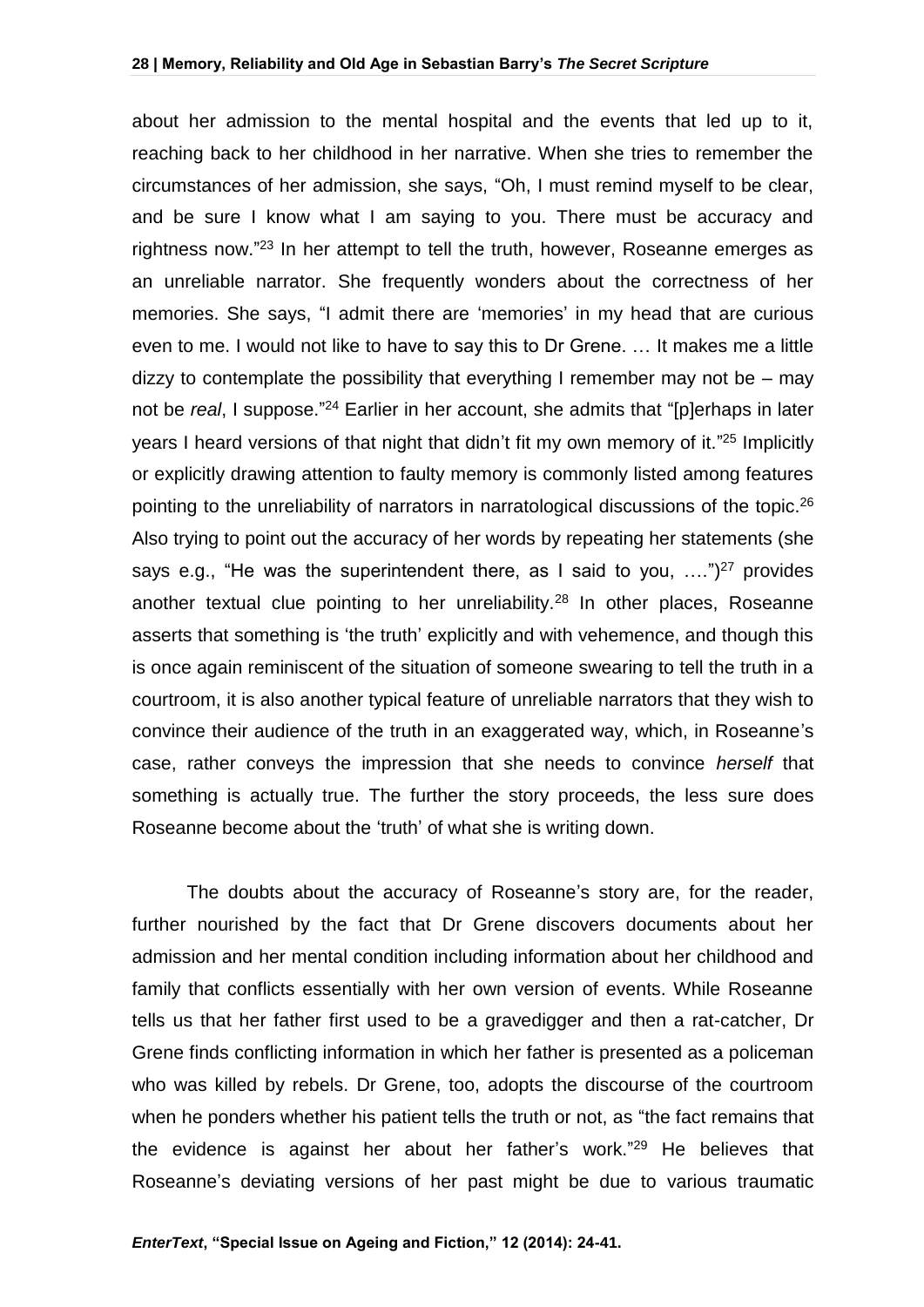about her admission to the mental hospital and the events that led up to it, reaching back to her childhood in her narrative. When she tries to remember the circumstances of her admission, she says, "Oh, I must remind myself to be clear, and be sure I know what I am saying to you. There must be accuracy and rightness now."[23] In her attempt to tell the truth, however, Roseanne emerges as an unreliable narrator. She frequently wonders about the correctness of her memories. She says, "I admit there are 'memories' in my head that are curious even to me. I would not like to have to say this to Dr Grene. … It makes me a little dizzy to contemplate the possibility that everything I remember may not be – may not be *real*, I suppose."[24] Earlier in her account, she admits that "[p]erhaps in later years I heard versions of that night that didn't fit my own memory of it."[25] Implicitly or explicitly drawing attention to faulty memory is commonly listed among features pointing to the unreliability of narrators in narratological discussions of the topic.[26] Also trying to point out the accuracy of her words by repeating her statements (she says e.g., "He was the superintendent there, as I said to you, ….")[27] provides another textual clue pointing to her unreliability.[28] In other places, Roseanne asserts that something is 'the truth' explicitly and with vehemence, and though this is once again reminiscent of the situation of someone swearing to tell the truth in a courtroom, it is also another typical feature of unreliable narrators that they wish to convince their audience of the truth in an exaggerated way, which, in Roseanne's case, rather conveys the impression that she needs to convince *herself* that something is actually true. The further the story proceeds, the less sure does Roseanne become about the 'truth' of what she is writing down.

The doubts about the accuracy of Roseanne's story are, for the reader, further nourished by the fact that Dr Grene discovers documents about her admission and her mental condition including information about her childhood and family that conflicts essentially with her own version of events. While Roseanne tells us that her father first used to be a gravedigger and then a rat-catcher, Dr Grene finds conflicting information in which her father is presented as a policeman who was killed by rebels. Dr Grene, too, adopts the discourse of the courtroom when he ponders whether his patient tells the truth or not, as "the fact remains that the evidence is against her about her father's work."[29] He believes that Roseanne's deviating versions of her past might be due to various traumatic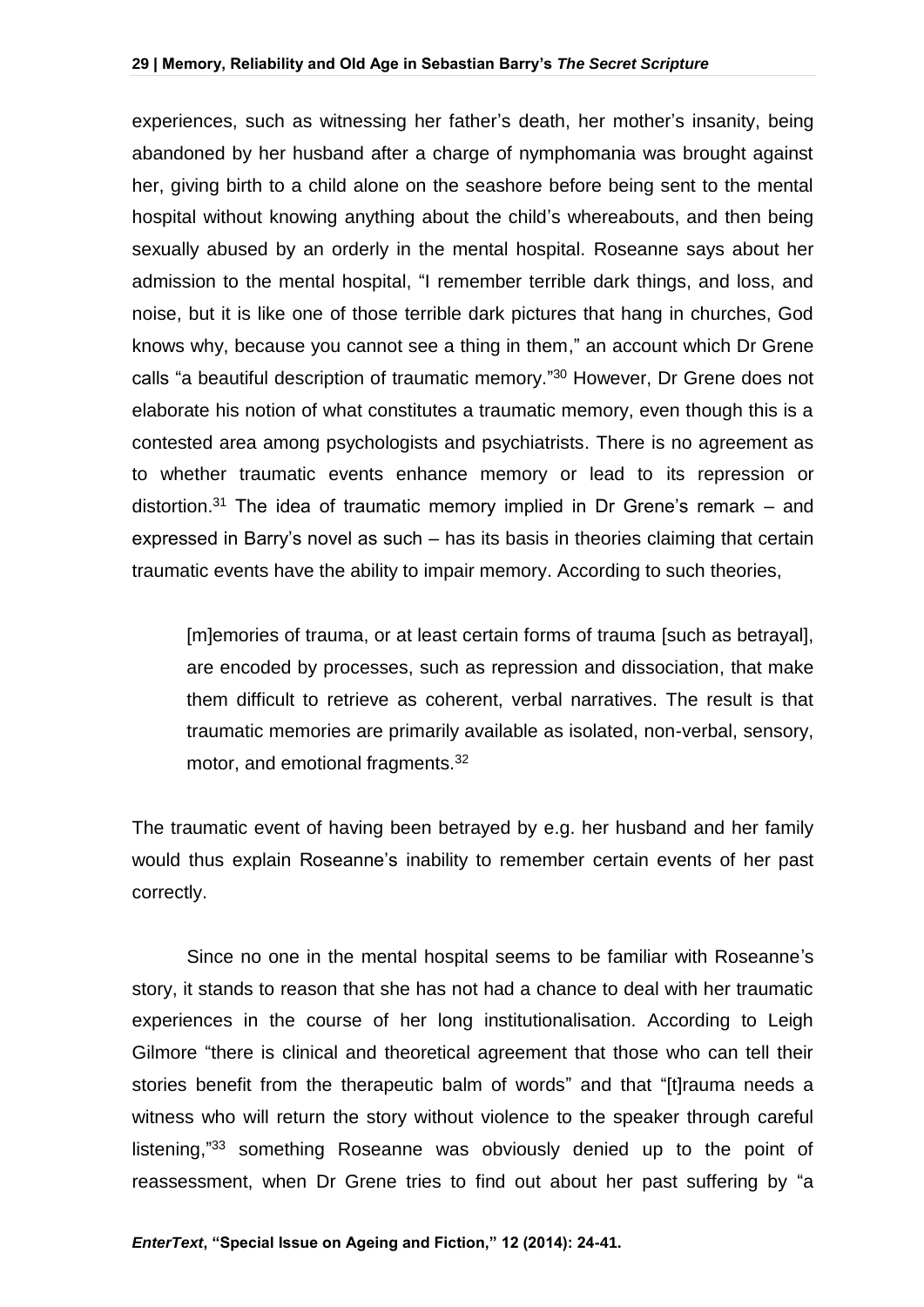experiences, such as witnessing her father's death, her mother's insanity, being abandoned by her husband after a charge of nymphomania was brought against her, giving birth to a child alone on the seashore before being sent to the mental hospital without knowing anything about the child's whereabouts, and then being sexually abused by an orderly in the mental hospital. Roseanne says about her admission to the mental hospital, "I remember terrible dark things, and loss, and noise, but it is like one of those terrible dark pictures that hang in churches, God knows why, because you cannot see a thing in them," an account which Dr Grene calls "a beautiful description of traumatic memory."[30] However, Dr Grene does not elaborate his notion of what constitutes a traumatic memory, even though this is a contested area among psychologists and psychiatrists. There is no agreement as to whether traumatic events enhance memory or lead to its repression or distortion.[31] The idea of traumatic memory implied in Dr Grene's remark – and expressed in Barry's novel as such – has its basis in theories claiming that certain traumatic events have the ability to impair memory. According to such theories,

> [m]emories of trauma, or at least certain forms of trauma [such as betrayal], are encoded by processes, such as repression and dissociation, that make them difficult to retrieve as coherent, verbal narratives. The result is that traumatic memories are primarily available as isolated, non-verbal, sensory, motor, and emotional fragments.[32]

The traumatic event of having been betrayed by e.g. her husband and her family would thus explain Roseanne's inability to remember certain events of her past correctly.

Since no one in the mental hospital seems to be familiar with Roseanne's story, it stands to reason that she has not had a chance to deal with her traumatic experiences in the course of her long institutionalisation. According to Leigh Gilmore "there is clinical and theoretical agreement that those who can tell their stories benefit from the therapeutic balm of words" and that "[t]rauma needs a witness who will return the story without violence to the speaker through careful listening,"[33] something Roseanne was obviously denied up to the point of reassessment, when Dr Grene tries to find out about her past suffering by "a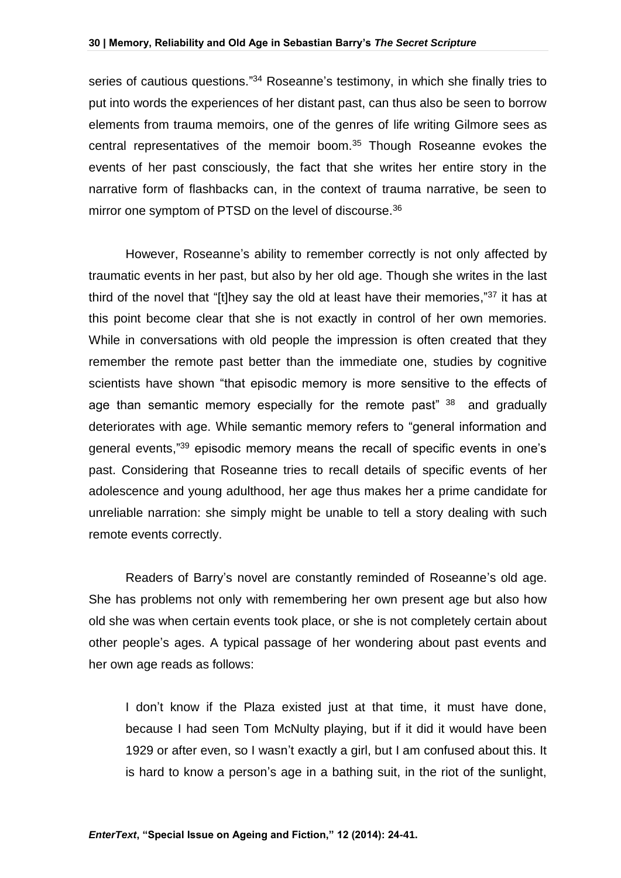series of cautious questions."[34] Roseanne's testimony, in which she finally tries to put into words the experiences of her distant past, can thus also be seen to borrow elements from trauma memoirs, one of the genres of life writing Gilmore sees as central representatives of the memoir boom.[35] Though Roseanne evokes the events of her past consciously, the fact that she writes her entire story in the narrative form of flashbacks can, in the context of trauma narrative, be seen to mirror one symptom of PTSD on the level of discourse.[36]

However, Roseanne's ability to remember correctly is not only affected by traumatic events in her past, but also by her old age. Though she writes in the last third of the novel that "[t]hey say the old at least have their memories,"[37] it has at this point become clear that she is not exactly in control of her own memories. While in conversations with old people the impression is often created that they remember the remote past better than the immediate one, studies by cognitive scientists have shown "that episodic memory is more sensitive to the effects of age than semantic memory especially for the remote past" [38] and gradually deteriorates with age. While semantic memory refers to "general information and general events,"[39] episodic memory means the recall of specific events in one's past. Considering that Roseanne tries to recall details of specific events of her adolescence and young adulthood, her age thus makes her a prime candidate for unreliable narration: she simply might be unable to tell a story dealing with such remote events correctly.

Readers of Barry's novel are constantly reminded of Roseanne's old age. She has problems not only with remembering her own present age but also how old she was when certain events took place, or she is not completely certain about other people's ages. A typical passage of her wondering about past events and her own age reads as follows:

> I don't know if the Plaza existed just at that time, it must have done, because I had seen Tom McNulty playing, but if it did it would have been 1929 or after even, so I wasn't exactly a girl, but I am confused about this. It is hard to know a person's age in a bathing suit, in the riot of the sunlight,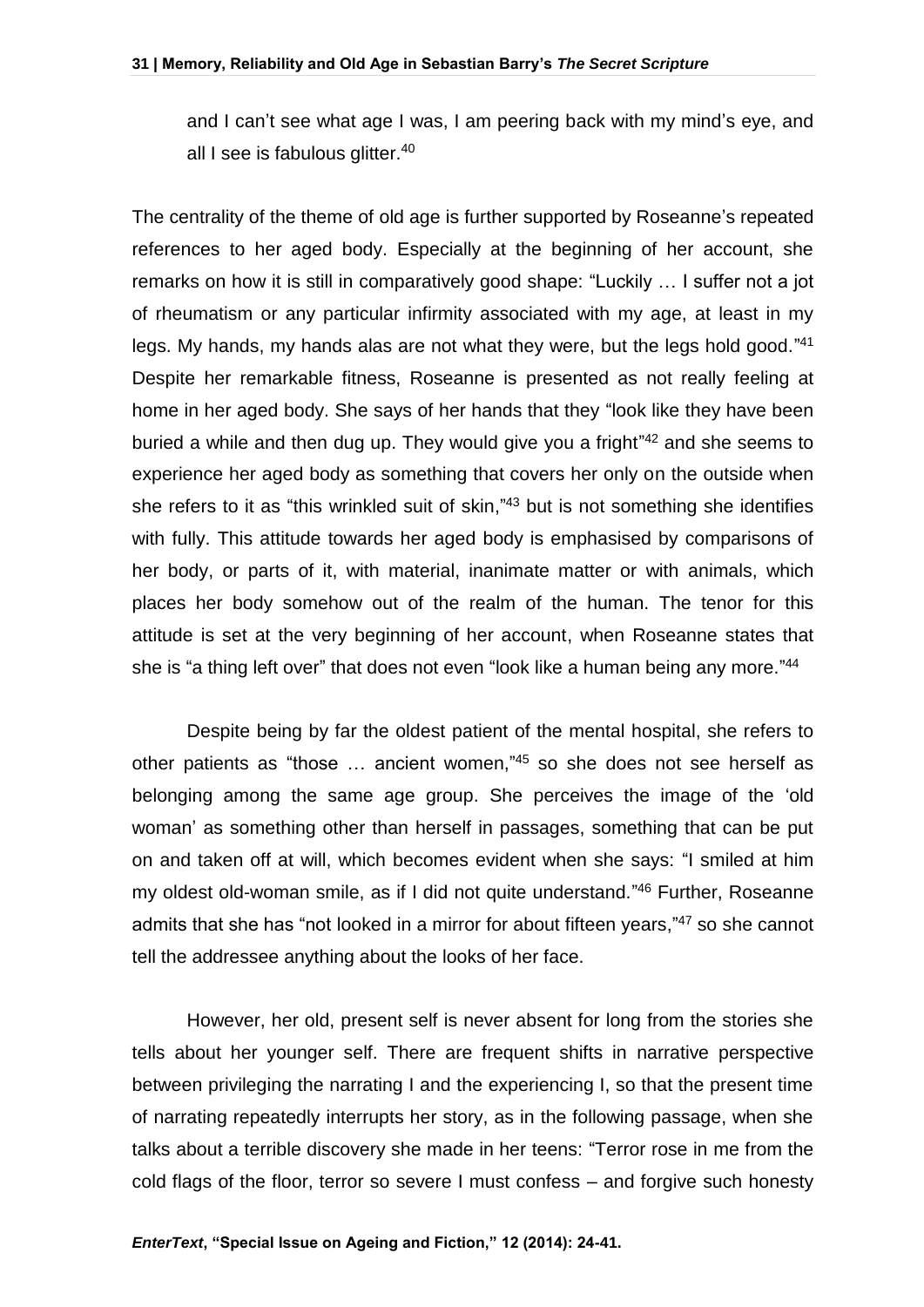and I can't see what age I was, I am peering back with my mind's eye, and all I see is fabulous glitter.[40]

The centrality of the theme of old age is further supported by Roseanne's repeated references to her aged body. Especially at the beginning of her account, she remarks on how it is still in comparatively good shape: "Luckily … I suffer not a jot of rheumatism or any particular infirmity associated with my age, at least in my legs. My hands, my hands alas are not what they were, but the legs hold good."[41] Despite her remarkable fitness, Roseanne is presented as not really feeling at home in her aged body. She says of her hands that they "look like they have been buried a while and then dug up. They would give you a fright"[42] and she seems to experience her aged body as something that covers her only on the outside when she refers to it as "this wrinkled suit of skin,"[43] but is not something she identifies with fully. This attitude towards her aged body is emphasised by comparisons of her body, or parts of it, with material, inanimate matter or with animals, which places her body somehow out of the realm of the human. The tenor for this attitude is set at the very beginning of her account, when Roseanne states that she is "a thing left over" that does not even "look like a human being any more."[44]

Despite being by far the oldest patient of the mental hospital, she refers to other patients as "those … ancient women,"[45] so she does not see herself as belonging among the same age group. She perceives the image of the 'old woman' as something other than herself in passages, something that can be put on and taken off at will, which becomes evident when she says: "I smiled at him my oldest old-woman smile, as if I did not quite understand."[46] Further, Roseanne admits that she has "not looked in a mirror for about fifteen years,"[47] so she cannot tell the addressee anything about the looks of her face.

However, her old, present self is never absent for long from the stories she tells about her younger self. There are frequent shifts in narrative perspective between privileging the narrating I and the experiencing I, so that the present time of narrating repeatedly interrupts her story, as in the following passage, when she talks about a terrible discovery she made in her teens: "Terror rose in me from the cold flags of the floor, terror so severe I must confess – and forgive such honesty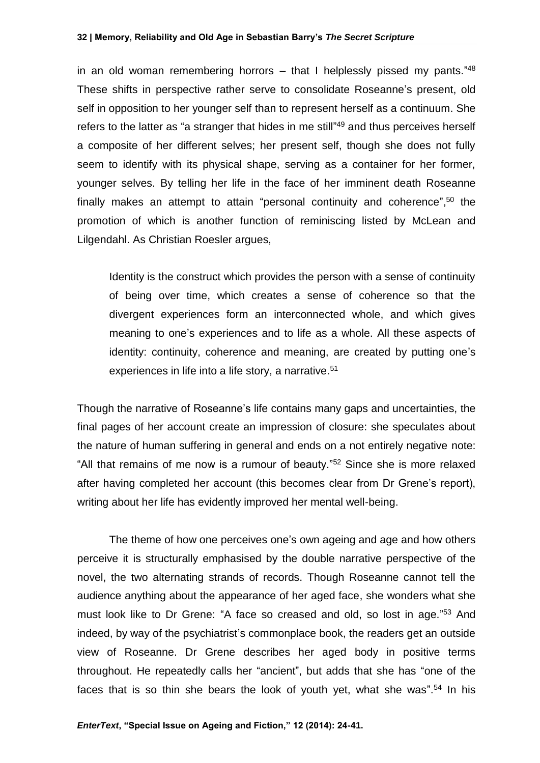in an old woman remembering horrors – that I helplessly pissed my pants."[48] These shifts in perspective rather serve to consolidate Roseanne's present, old self in opposition to her younger self than to represent herself as a continuum. She refers to the latter as "a stranger that hides in me still"[49] and thus perceives herself a composite of her different selves; her present self, though she does not fully seem to identify with its physical shape, serving as a container for her former, younger selves. By telling her life in the face of her imminent death Roseanne finally makes an attempt to attain "personal continuity and coherence",[50] the promotion of which is another function of reminiscing listed by McLean and Lilgendahl. As Christian Roesler argues,

> Identity is the construct which provides the person with a sense of continuity of being over time, which creates a sense of coherence so that the divergent experiences form an interconnected whole, and which gives meaning to one's experiences and to life as a whole. All these aspects of identity: continuity, coherence and meaning, are created by putting one's experiences in life into a life story, a narrative.[51]

Though the narrative of Roseanne's life contains many gaps and uncertainties, the final pages of her account create an impression of closure: she speculates about the nature of human suffering in general and ends on a not entirely negative note: "All that remains of me now is a rumour of beauty."[52] Since she is more relaxed after having completed her account (this becomes clear from Dr Grene's report), writing about her life has evidently improved her mental well-being.

The theme of how one perceives one's own ageing and age and how others perceive it is structurally emphasised by the double narrative perspective of the novel, the two alternating strands of records. Though Roseanne cannot tell the audience anything about the appearance of her aged face, she wonders what she must look like to Dr Grene: "A face so creased and old, so lost in age."[53] And indeed, by way of the psychiatrist's commonplace book, the readers get an outside view of Roseanne. Dr Grene describes her aged body in positive terms throughout. He repeatedly calls her "ancient", but adds that she has "one of the faces that is so thin she bears the look of youth yet, what she was".[54] In his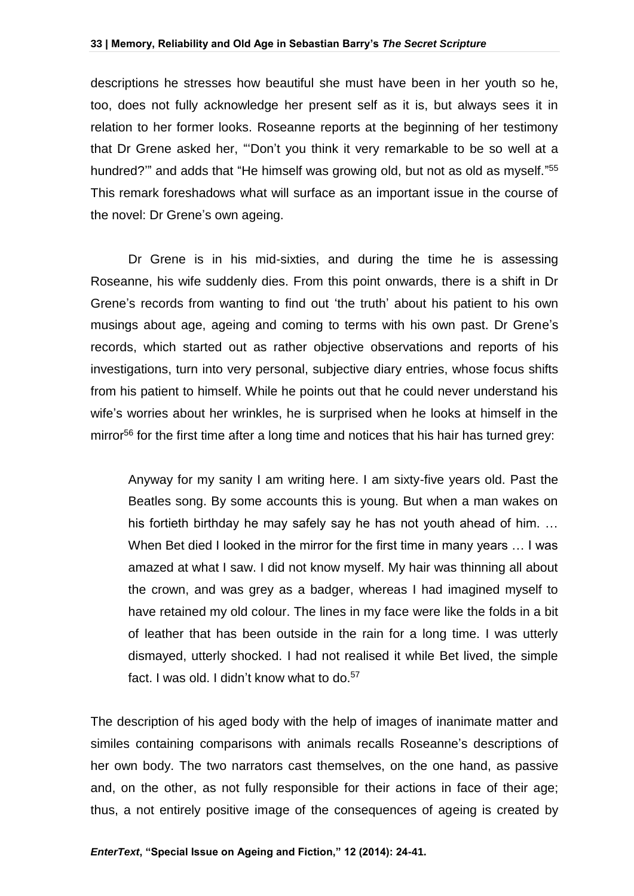descriptions he stresses how beautiful she must have been in her youth so he, too, does not fully acknowledge her present self as it is, but always sees it in relation to her former looks. Roseanne reports at the beginning of her testimony that Dr Grene asked her, "'Don't you think it very remarkable to be so well at a hundred?'" and adds that "He himself was growing old, but not as old as myself."[55] This remark foreshadows what will surface as an important issue in the course of the novel: Dr Grene's own ageing.

Dr Grene is in his mid-sixties, and during the time he is assessing Roseanne, his wife suddenly dies. From this point onwards, there is a shift in Dr Grene's records from wanting to find out 'the truth' about his patient to his own musings about age, ageing and coming to terms with his own past. Dr Grene's records, which started out as rather objective observations and reports of his investigations, turn into very personal, subjective diary entries, whose focus shifts from his patient to himself. While he points out that he could never understand his wife's worries about her wrinkles, he is surprised when he looks at himself in the mirror[56] for the first time after a long time and notices that his hair has turned grey:

> Anyway for my sanity I am writing here. I am sixty-five years old. Past the Beatles song. By some accounts this is young. But when a man wakes on his fortieth birthday he may safely say he has not youth ahead of him. … When Bet died I looked in the mirror for the first time in many years … I was amazed at what I saw. I did not know myself. My hair was thinning all about the crown, and was grey as a badger, whereas I had imagined myself to have retained my old colour. The lines in my face were like the folds in a bit of leather that has been outside in the rain for a long time. I was utterly dismayed, utterly shocked. I had not realised it while Bet lived, the simple fact. I was old. I didn't know what to do.[57]

The description of his aged body with the help of images of inanimate matter and similes containing comparisons with animals recalls Roseanne's descriptions of her own body. The two narrators cast themselves, on the one hand, as passive and, on the other, as not fully responsible for their actions in face of their age; thus, a not entirely positive image of the consequences of ageing is created by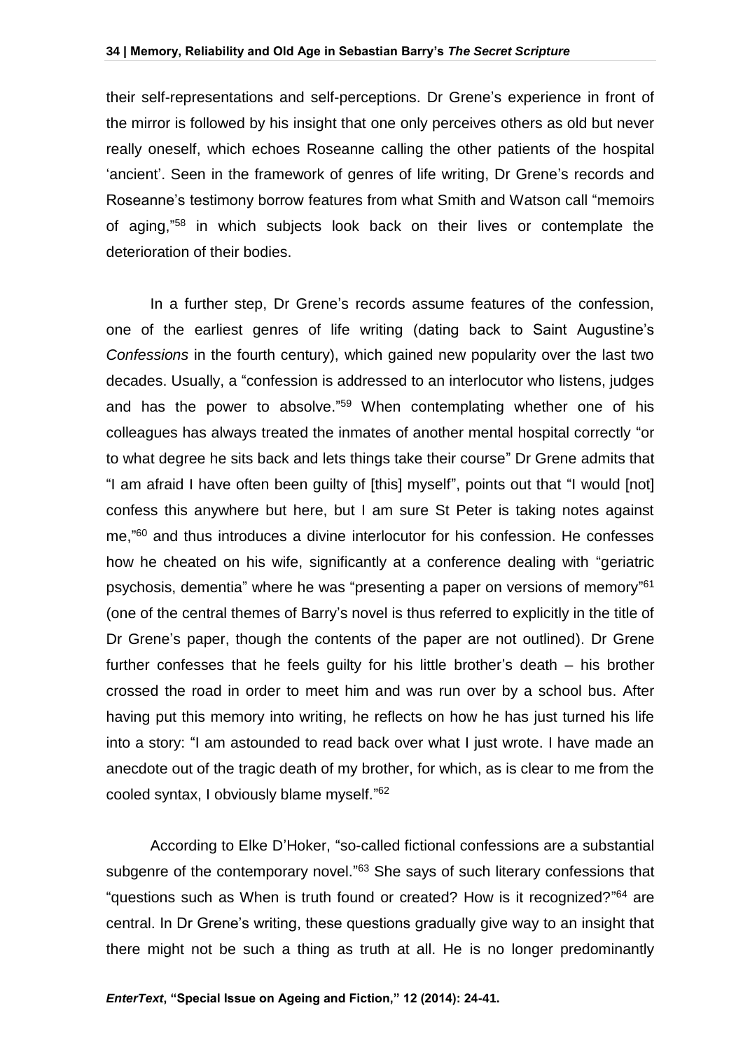their self-representations and self-perceptions. Dr Grene's experience in front of the mirror is followed by his insight that one only perceives others as old but never really oneself, which echoes Roseanne calling the other patients of the hospital 'ancient'. Seen in the framework of genres of life writing, Dr Grene's records and Roseanne's testimony borrow features from what Smith and Watson call "memoirs of aging,"[58] in which subjects look back on their lives or contemplate the deterioration of their bodies.

In a further step, Dr Grene's records assume features of the confession, one of the earliest genres of life writing (dating back to Saint Augustine's *Confessions* in the fourth century), which gained new popularity over the last two decades. Usually, a "confession is addressed to an interlocutor who listens, judges and has the power to absolve."[59] When contemplating whether one of his colleagues has always treated the inmates of another mental hospital correctly "or to what degree he sits back and lets things take their course" Dr Grene admits that "I am afraid I have often been guilty of [this] myself", points out that "I would [not] confess this anywhere but here, but I am sure St Peter is taking notes against me,"[60] and thus introduces a divine interlocutor for his confession. He confesses how he cheated on his wife, significantly at a conference dealing with "geriatric psychosis, dementia" where he was "presenting a paper on versions of memory"[61] (one of the central themes of Barry's novel is thus referred to explicitly in the title of Dr Grene's paper, though the contents of the paper are not outlined). Dr Grene further confesses that he feels guilty for his little brother's death – his brother crossed the road in order to meet him and was run over by a school bus. After having put this memory into writing, he reflects on how he has just turned his life into a story: "I am astounded to read back over what I just wrote. I have made an anecdote out of the tragic death of my brother, for which, as is clear to me from the cooled syntax, I obviously blame myself."[62]

According to Elke D'Hoker, "so-called fictional confessions are a substantial subgenre of the contemporary novel."[63] She says of such literary confessions that "questions such as When is truth found or created? How is it recognized?"[64] are central. In Dr Grene's writing, these questions gradually give way to an insight that there might not be such a thing as truth at all. He is no longer predominantly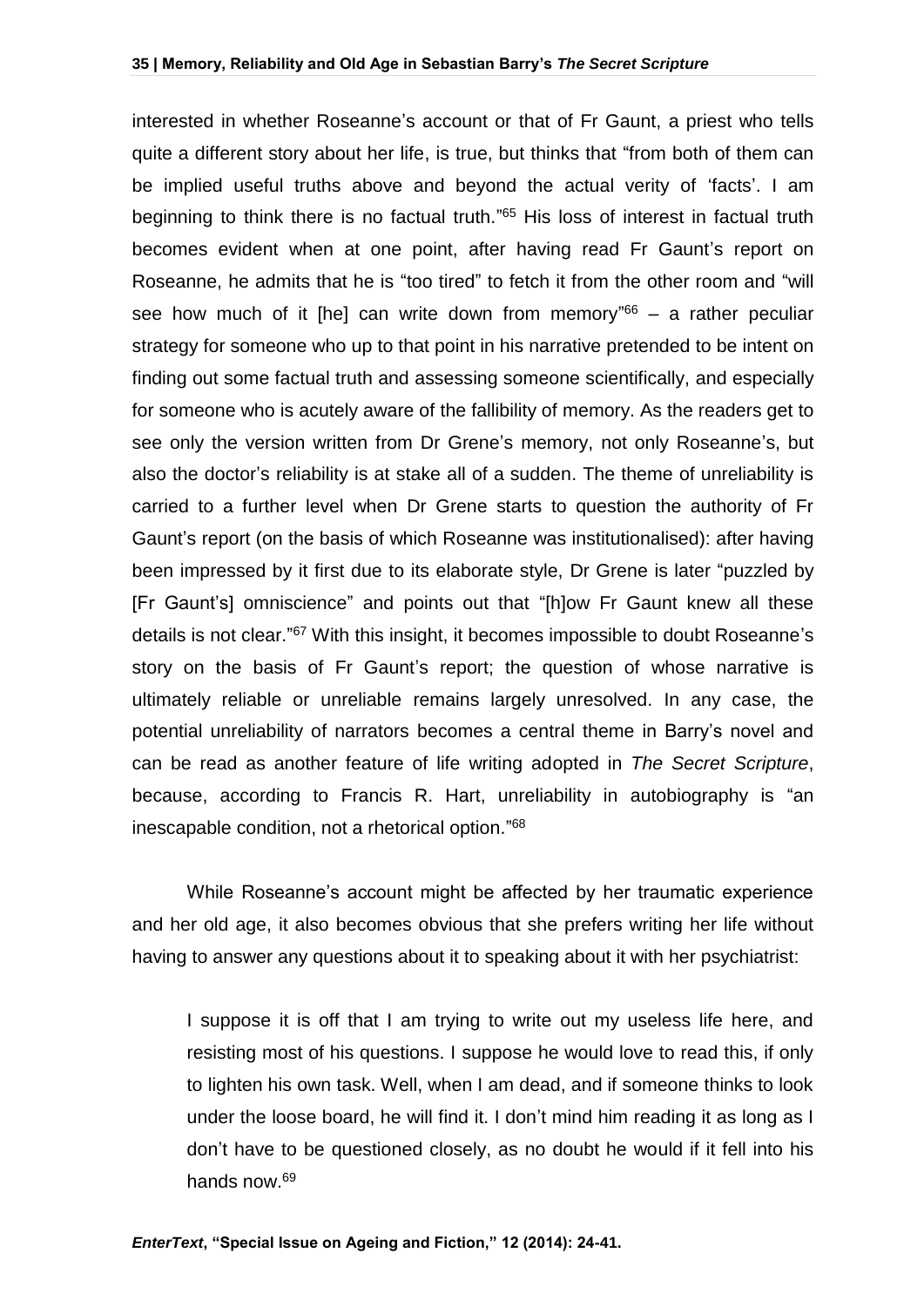interested in whether Roseanne's account or that of Fr Gaunt, a priest who tells quite a different story about her life, is true, but thinks that "from both of them can be implied useful truths above and beyond the actual verity of 'facts'. I am beginning to think there is no factual truth."[65] His loss of interest in factual truth becomes evident when at one point, after having read Fr Gaunt's report on Roseanne, he admits that he is "too tired" to fetch it from the other room and "will see how much of it [he] can write down from memory"[66] – a rather peculiar strategy for someone who up to that point in his narrative pretended to be intent on finding out some factual truth and assessing someone scientifically, and especially for someone who is acutely aware of the fallibility of memory. As the readers get to see only the version written from Dr Grene's memory, not only Roseanne's, but also the doctor's reliability is at stake all of a sudden. The theme of unreliability is carried to a further level when Dr Grene starts to question the authority of Fr Gaunt's report (on the basis of which Roseanne was institutionalised): after having been impressed by it first due to its elaborate style, Dr Grene is later "puzzled by [Fr Gaunt's] omniscience" and points out that "[h]ow Fr Gaunt knew all these details is not clear."[67] With this insight, it becomes impossible to doubt Roseanne's story on the basis of Fr Gaunt's report; the question of whose narrative is ultimately reliable or unreliable remains largely unresolved. In any case, the potential unreliability of narrators becomes a central theme in Barry's novel and can be read as another feature of life writing adopted in *The Secret Scripture*, because, according to Francis R. Hart, unreliability in autobiography is "an inescapable condition, not a rhetorical option."[68]

While Roseanne's account might be affected by her traumatic experience and her old age, it also becomes obvious that she prefers writing her life without having to answer any questions about it to speaking about it with her psychiatrist:

> I suppose it is off that I am trying to write out my useless life here, and resisting most of his questions. I suppose he would love to read this, if only to lighten his own task. Well, when I am dead, and if someone thinks to look under the loose board, he will find it. I don't mind him reading it as long as I don't have to be questioned closely, as no doubt he would if it fell into his hands now.[69]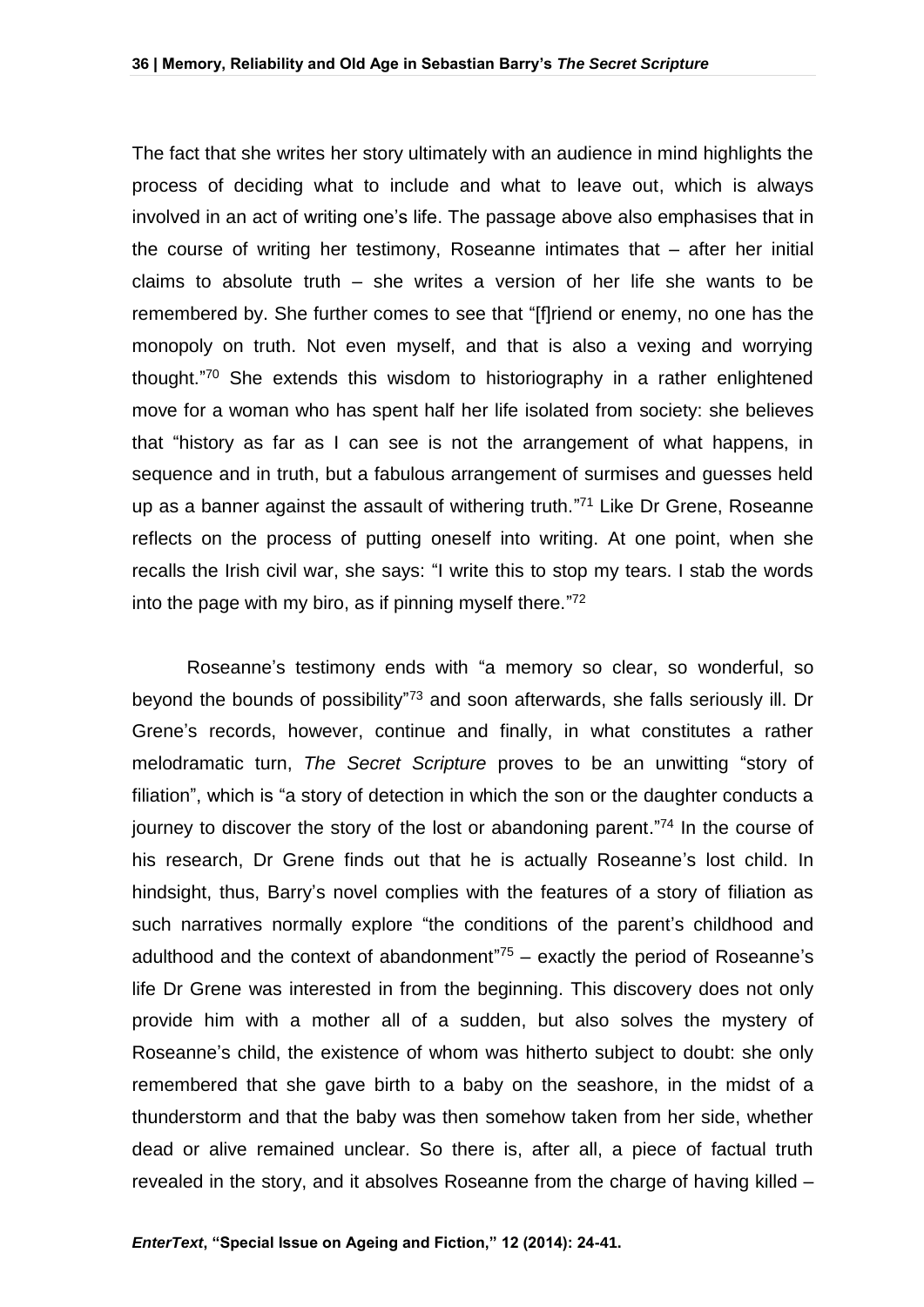The fact that she writes her story ultimately with an audience in mind highlights the process of deciding what to include and what to leave out, which is always involved in an act of writing one's life. The passage above also emphasises that in the course of writing her testimony, Roseanne intimates that – after her initial claims to absolute truth – she writes a version of her life she wants to be remembered by. She further comes to see that "[f]riend or enemy, no one has the monopoly on truth. Not even myself, and that is also a vexing and worrying thought."[70] She extends this wisdom to historiography in a rather enlightened move for a woman who has spent half her life isolated from society: she believes that "history as far as I can see is not the arrangement of what happens, in sequence and in truth, but a fabulous arrangement of surmises and guesses held up as a banner against the assault of withering truth."[71] Like Dr Grene, Roseanne reflects on the process of putting oneself into writing. At one point, when she recalls the Irish civil war, she says: "I write this to stop my tears. I stab the words into the page with my biro, as if pinning myself there."[72]

Roseanne's testimony ends with "a memory so clear, so wonderful, so beyond the bounds of possibility"[73] and soon afterwards, she falls seriously ill. Dr Grene's records, however, continue and finally, in what constitutes a rather melodramatic turn, *The Secret Scripture* proves to be an unwitting "story of filiation", which is "a story of detection in which the son or the daughter conducts a journey to discover the story of the lost or abandoning parent."[74] In the course of his research, Dr Grene finds out that he is actually Roseanne's lost child. In hindsight, thus, Barry's novel complies with the features of a story of filiation as such narratives normally explore "the conditions of the parent's childhood and adulthood and the context of abandonment"[75] – exactly the period of Roseanne's life Dr Grene was interested in from the beginning. This discovery does not only provide him with a mother all of a sudden, but also solves the mystery of Roseanne's child, the existence of whom was hitherto subject to doubt: she only remembered that she gave birth to a baby on the seashore, in the midst of a thunderstorm and that the baby was then somehow taken from her side, whether dead or alive remained unclear. So there is, after all, a piece of factual truth revealed in the story, and it absolves Roseanne from the charge of having killed –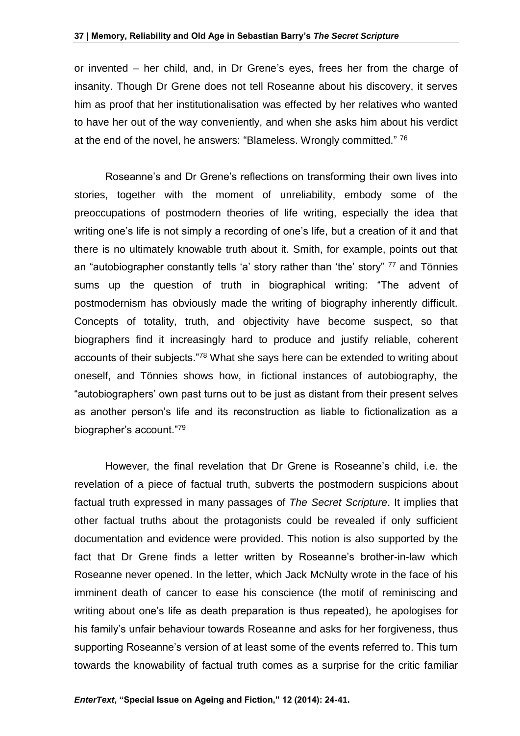or invented – her child, and, in Dr Grene's eyes, frees her from the charge of insanity. Though Dr Grene does not tell Roseanne about his discovery, it serves him as proof that her institutionalisation was effected by her relatives who wanted to have her out of the way conveniently, and when she asks him about his verdict at the end of the novel, he answers: "Blameless. Wrongly committed." [76]

Roseanne's and Dr Grene's reflections on transforming their own lives into stories, together with the moment of unreliability, embody some of the preoccupations of postmodern theories of life writing, especially the idea that writing one's life is not simply a recording of one's life, but a creation of it and that there is no ultimately knowable truth about it. Smith, for example, points out that an "autobiographer constantly tells 'a' story rather than 'the' story" [77] and Tönnies sums up the question of truth in biographical writing: "The advent of postmodernism has obviously made the writing of biography inherently difficult. Concepts of totality, truth, and objectivity have become suspect, so that biographers find it increasingly hard to produce and justify reliable, coherent accounts of their subjects."[78] What she says here can be extended to writing about oneself, and Tönnies shows how, in fictional instances of autobiography, the "autobiographers' own past turns out to be just as distant from their present selves as another person's life and its reconstruction as liable to fictionalization as a biographer's account."[79]

However, the final revelation that Dr Grene is Roseanne's child, i.e. the revelation of a piece of factual truth, subverts the postmodern suspicions about factual truth expressed in many passages of *The Secret Scripture*. It implies that other factual truths about the protagonists could be revealed if only sufficient documentation and evidence were provided. This notion is also supported by the fact that Dr Grene finds a letter written by Roseanne's brother-in-law which Roseanne never opened. In the letter, which Jack McNulty wrote in the face of his imminent death of cancer to ease his conscience (the motif of reminiscing and writing about one's life as death preparation is thus repeated), he apologises for his family's unfair behaviour towards Roseanne and asks for her forgiveness, thus supporting Roseanne's version of at least some of the events referred to. This turn towards the knowability of factual truth comes as a surprise for the critic familiar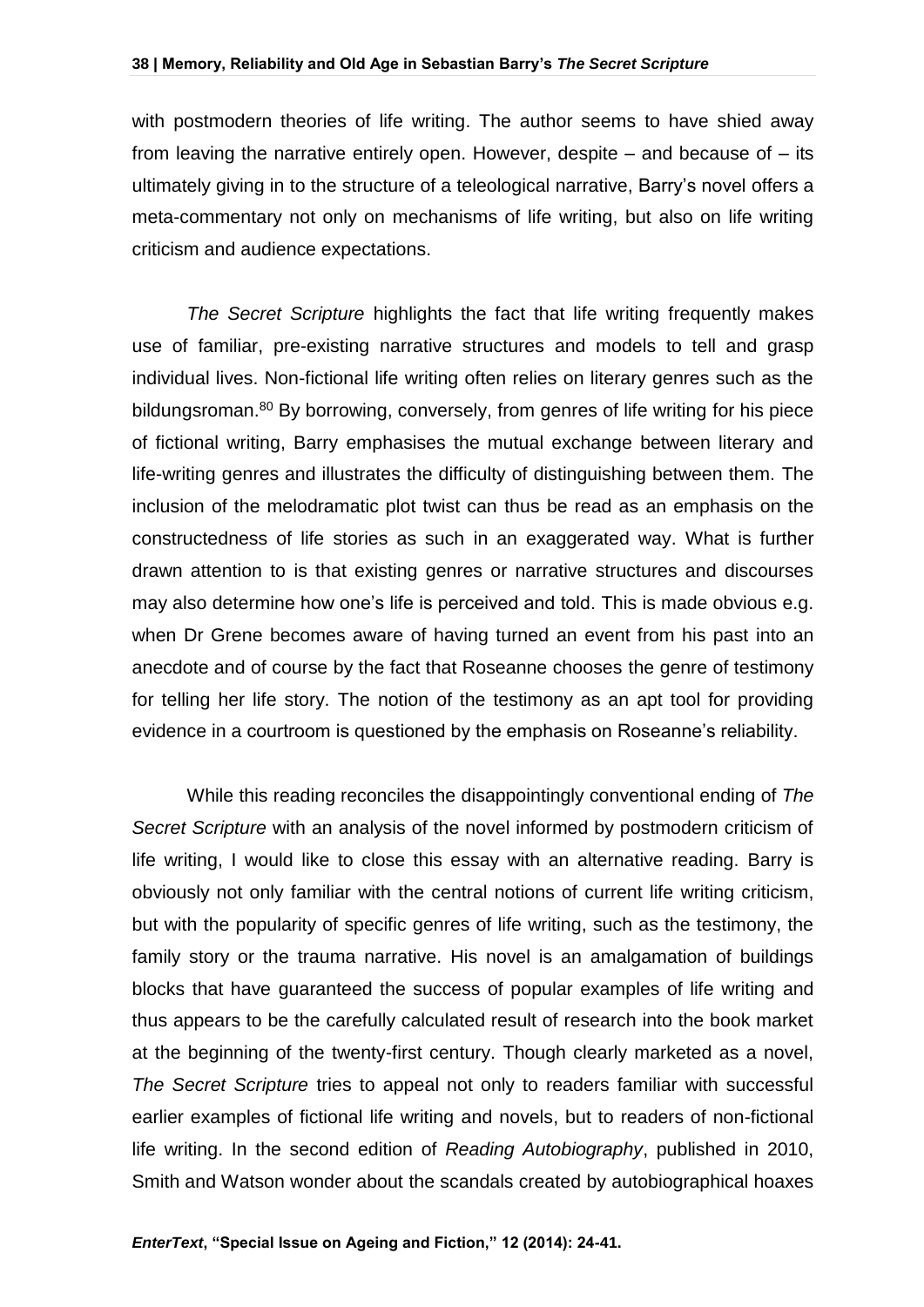with postmodern theories of life writing. The author seems to have shied away from leaving the narrative entirely open. However, despite – and because of – its ultimately giving in to the structure of a teleological narrative, Barry's novel offers a meta-commentary not only on mechanisms of life writing, but also on life writing criticism and audience expectations.

*The Secret Scripture* highlights the fact that life writing frequently makes use of familiar, pre-existing narrative structures and models to tell and grasp individual lives. Non-fictional life writing often relies on literary genres such as the bildungsroman.[80] By borrowing, conversely, from genres of life writing for his piece of fictional writing, Barry emphasises the mutual exchange between literary and life-writing genres and illustrates the difficulty of distinguishing between them. The inclusion of the melodramatic plot twist can thus be read as an emphasis on the constructedness of life stories as such in an exaggerated way. What is further drawn attention to is that existing genres or narrative structures and discourses may also determine how one's life is perceived and told. This is made obvious e.g. when Dr Grene becomes aware of having turned an event from his past into an anecdote and of course by the fact that Roseanne chooses the genre of testimony for telling her life story. The notion of the testimony as an apt tool for providing evidence in a courtroom is questioned by the emphasis on Roseanne's reliability.

While this reading reconciles the disappointingly conventional ending of *The Secret Scripture* with an analysis of the novel informed by postmodern criticism of life writing, I would like to close this essay with an alternative reading. Barry is obviously not only familiar with the central notions of current life writing criticism, but with the popularity of specific genres of life writing, such as the testimony, the family story or the trauma narrative. His novel is an amalgamation of buildings blocks that have guaranteed the success of popular examples of life writing and thus appears to be the carefully calculated result of research into the book market at the beginning of the twenty-first century. Though clearly marketed as a novel, *The Secret Scripture* tries to appeal not only to readers familiar with successful earlier examples of fictional life writing and novels, but to readers of non-fictional life writing. In the second edition of *Reading Autobiography*, published in 2010, Smith and Watson wonder about the scandals created by autobiographical hoaxes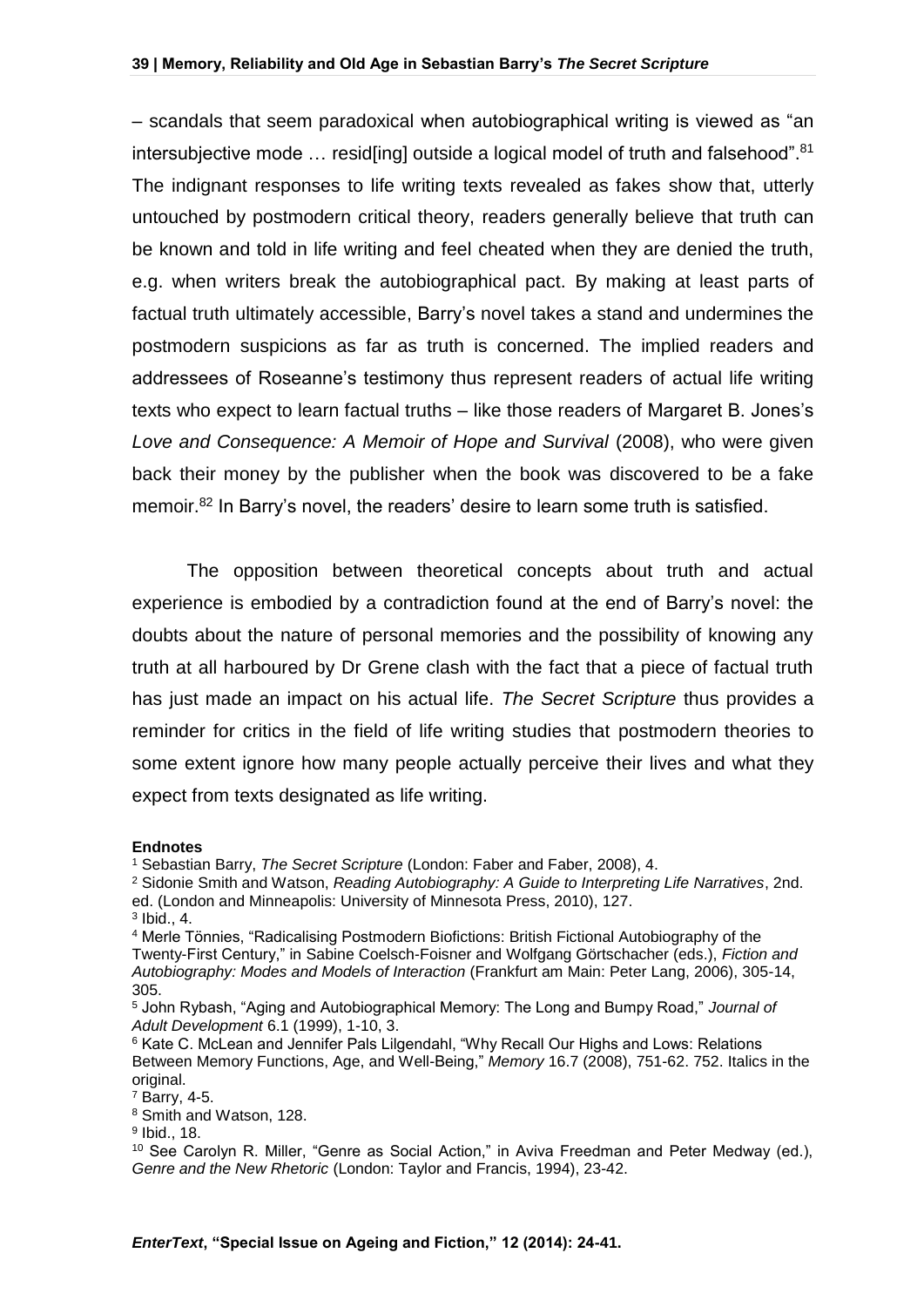– scandals that seem paradoxical when autobiographical writing is viewed as "an intersubjective mode … resid[ing] outside a logical model of truth and falsehood".[81] The indignant responses to life writing texts revealed as fakes show that, utterly untouched by postmodern critical theory, readers generally believe that truth can be known and told in life writing and feel cheated when they are denied the truth, e.g. when writers break the autobiographical pact. By making at least parts of factual truth ultimately accessible, Barry's novel takes a stand and undermines the postmodern suspicions as far as truth is concerned. The implied readers and addressees of Roseanne's testimony thus represent readers of actual life writing texts who expect to learn factual truths – like those readers of Margaret B. Jones's *Love and Consequence: A Memoir of Hope and Survival* (2008), who were given back their money by the publisher when the book was discovered to be a fake memoir.[82] In Barry's novel, the readers' desire to learn some truth is satisfied.

The opposition between theoretical concepts about truth and actual experience is embodied by a contradiction found at the end of Barry's novel: the doubts about the nature of personal memories and the possibility of knowing any truth at all harboured by Dr Grene clash with the fact that a piece of factual truth has just made an impact on his actual life. *The Secret Scripture* thus provides a reminder for critics in the field of life writing studies that postmodern theories to some extent ignore how many people actually perceive their lives and what they expect from texts designated as life writing.

**Endnotes**

[1] Sebastian Barry, *The Secret Scripture* (London: Faber and Faber, 2008), 4.

[2] Sidonie Smith and Watson, *Reading Autobiography: A Guide to Interpreting Life Narratives*, 2nd. ed. (London and Minneapolis: University of Minnesota Press, 2010), 127.

[3] Ibid., 4.

[4] Merle Tönnies, "Radicalising Postmodern Biofictions: British Fictional Autobiography of the Twenty-First Century," in Sabine Coelsch-Foisner and Wolfgang Görtschacher (eds.), *Fiction and Autobiography: Modes and Models of Interaction* (Frankfurt am Main: Peter Lang, 2006), 305-14, 305.

[5] John Rybash, "Aging and Autobiographical Memory: The Long and Bumpy Road," *Journal of Adult Development* 6.1 (1999), 1-10, 3.

[6] Kate C. McLean and Jennifer Pals Lilgendahl, "Why Recall Our Highs and Lows: Relations Between Memory Functions, Age, and Well-Being," *Memory* 16.7 (2008), 751-62. 752. Italics in the original.

[7] Barry, 4-5.

[8] Smith and Watson, 128.

[9] Ibid., 18.

[10] See Carolyn R. Miller, "Genre as Social Action," in Aviva Freedman and Peter Medway (ed.), *Genre and the New Rhetoric* (London: Taylor and Francis, 1994), 23-42.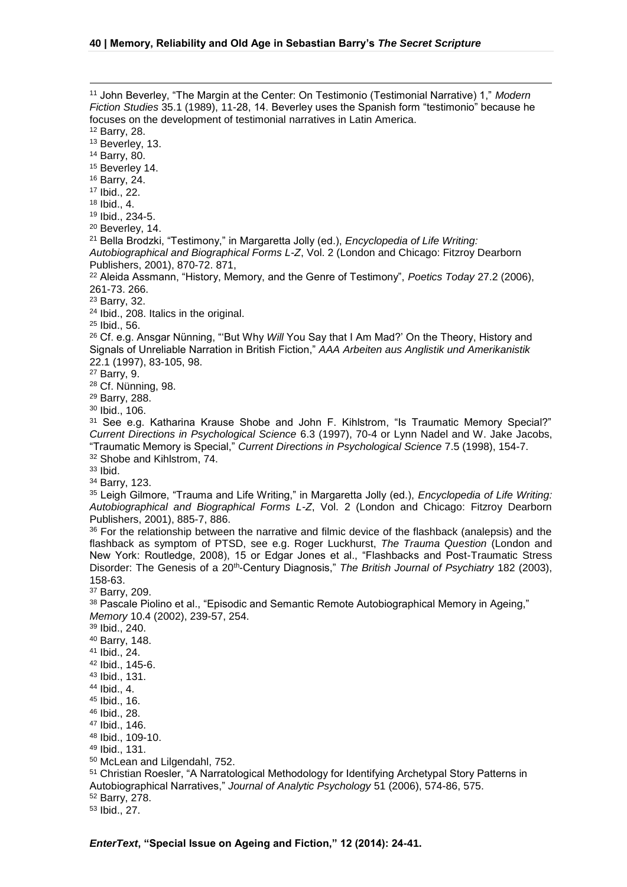[11] John Beverley, "The Margin at the Center: On Testimonio (Testimonial Narrative) 1," *Modern Fiction Studies* 35.1 (1989), 11-28, 14. Beverley uses the Spanish form "testimonio" because he focuses on the development of testimonial narratives in Latin America.

[12] Barry, 28.

[13] Beverley, 13.

[14] Barry, 80.

[15] Beverley 14.

[16] Barry, 24.

[17] Ibid., 22.

[18] Ibid., 4.

[19] Ibid., 234-5.

[20] Beverley, 14.

[21] Bella Brodzki, "Testimony," in Margaretta Jolly (ed.), *Encyclopedia of Life Writing: Autobiographical and Biographical Forms L-Z*, Vol. 2 (London and Chicago: Fitzroy Dearborn Publishers, 2001), 870-72. 871,

[22] Aleida Assmann, "History, Memory, and the Genre of Testimony", *Poetics Today* 27.2 (2006), 261-73. 266.

[23] Barry, 32.

[24] Ibid., 208. Italics in the original.

[25] Ibid., 56.

[26] Cf. e.g. Ansgar Nünning, "'But Why *Will* You Say that I Am Mad?' On the Theory, History and Signals of Unreliable Narration in British Fiction," *AAA Arbeiten aus Anglistik und Amerikanistik* 22.1 (1997), 83-105, 98.

[27] Barry, 9.

[28] Cf. Nünning, 98.

[29] Barry, 288.

[30] Ibid., 106.

[31] See e.g. Katharina Krause Shobe and John F. Kihlstrom, "Is Traumatic Memory Special?" *Current Directions in Psychological Science* 6.3 (1997), 70-4 or Lynn Nadel and W. Jake Jacobs, "Traumatic Memory is Special," *Current Directions in Psychological Science* 7.5 (1998), 154-7.

[32] Shobe and Kihlstrom, 74.

[33] Ibid.

[34] Barry, 123.

[35] Leigh Gilmore, "Trauma and Life Writing," in Margaretta Jolly (ed.), *Encyclopedia of Life Writing: Autobiographical and Biographical Forms L-Z*, Vol. 2 (London and Chicago: Fitzroy Dearborn Publishers, 2001), 885-7, 886.

[36] For the relationship between the narrative and filmic device of the flashback (analepsis) and the flashback as symptom of PTSD, see e.g. Roger Luckhurst, *The Trauma Question* (London and New York: Routledge, 2008), 15 or Edgar Jones et al., "Flashbacks and Post-Traumatic Stress Disorder: The Genesis of a 20th-Century Diagnosis," *The British Journal of Psychiatry* 182 (2003), 158-63.

[37] Barry, 209.

[38] Pascale Piolino et al., "Episodic and Semantic Remote Autobiographical Memory in Ageing," *Memory* 10.4 (2002), 239-57, 254.

[39] Ibid., 240.

[40] Barry, 148.

[41] Ibid., 24.

[42] Ibid., 145-6.

[43] Ibid., 131.

[44] Ibid., 4.

[45] Ibid., 16.

[46] Ibid., 28.

[47] Ibid., 146.

[48] Ibid., 109-10.

[49] Ibid., 131.

[50] McLean and Lilgendahl, 752.

[51] Christian Roesler, "A Narratological Methodology for Identifying Archetypal Story Patterns in Autobiographical Narratives," *Journal of Analytic Psychology* 51 (2006), 574-86, 575.

[52] Barry, 278.

[53] Ibid., 27.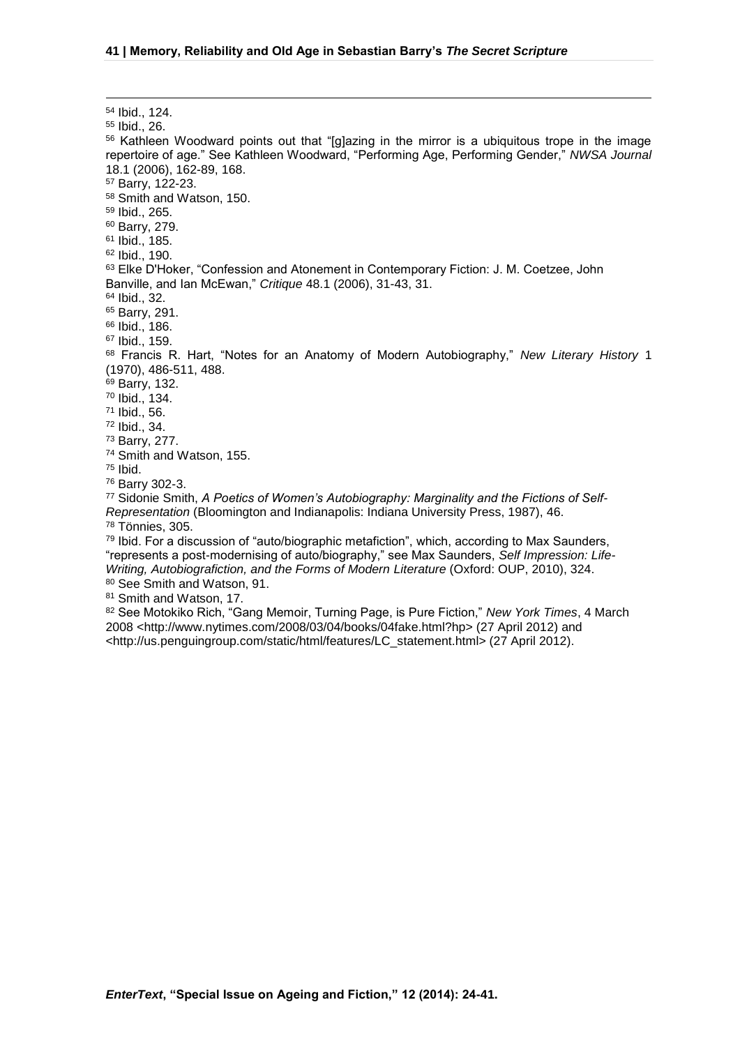[54] Ibid., 124.
[55] Ibid., 26.
[56] Kathleen Woodward points out that "[g]azing in the mirror is a ubiquitous trope in the image repertoire of age." See Kathleen Woodward, "Performing Age, Performing Gender," *NWSA Journal* 18.1 (2006), 162-89, 168.
[57] Barry, 122-23.
[58] Smith and Watson, 150.
[59] Ibid., 265.
[60] Barry, 279.
[61] Ibid., 185.
[62] Ibid., 190.
[63] Elke D'Hoker, "Confession and Atonement in Contemporary Fiction: J. M. Coetzee, John Banville, and Ian McEwan," *Critique* 48.1 (2006), 31-43, 31.
[64] Ibid., 32.
[65] Barry, 291.
[66] Ibid., 186.
[67] Ibid., 159.
[68] Francis R. Hart, "Notes for an Anatomy of Modern Autobiography," *New Literary History* 1 (1970), 486-511, 488.
[69] Barry, 132.
[70] Ibid., 134.
[71] Ibid., 56.
[72] Ibid., 34.
[73] Barry, 277.
[74] Smith and Watson, 155.
[75] Ibid.
[76] Barry 302-3.
[77] Sidonie Smith, *A Poetics of Women's Autobiography: Marginality and the Fictions of Self-Representation* (Bloomington and Indianapolis: Indiana University Press, 1987), 46.
[78] Tönnies, 305.
[79] Ibid. For a discussion of "auto/biographic metafiction", which, according to Max Saunders, "represents a post-modernising of auto/biography," see Max Saunders, *Self Impression: Life-Writing, Autobiografiction, and the Forms of Modern Literature* (Oxford: OUP, 2010), 324.
[80] See Smith and Watson, 91.
[81] Smith and Watson, 17.
[82] See Motokiko Rich, "Gang Memoir, Turning Page, is Pure Fiction," *New York Times*, 4 March 2008 <http://www.nytimes.com/2008/03/04/books/04fake.html?hp> (27 April 2012) and <http://us.penguingroup.com/static/html/features/LC_statement.html> (27 April 2012).